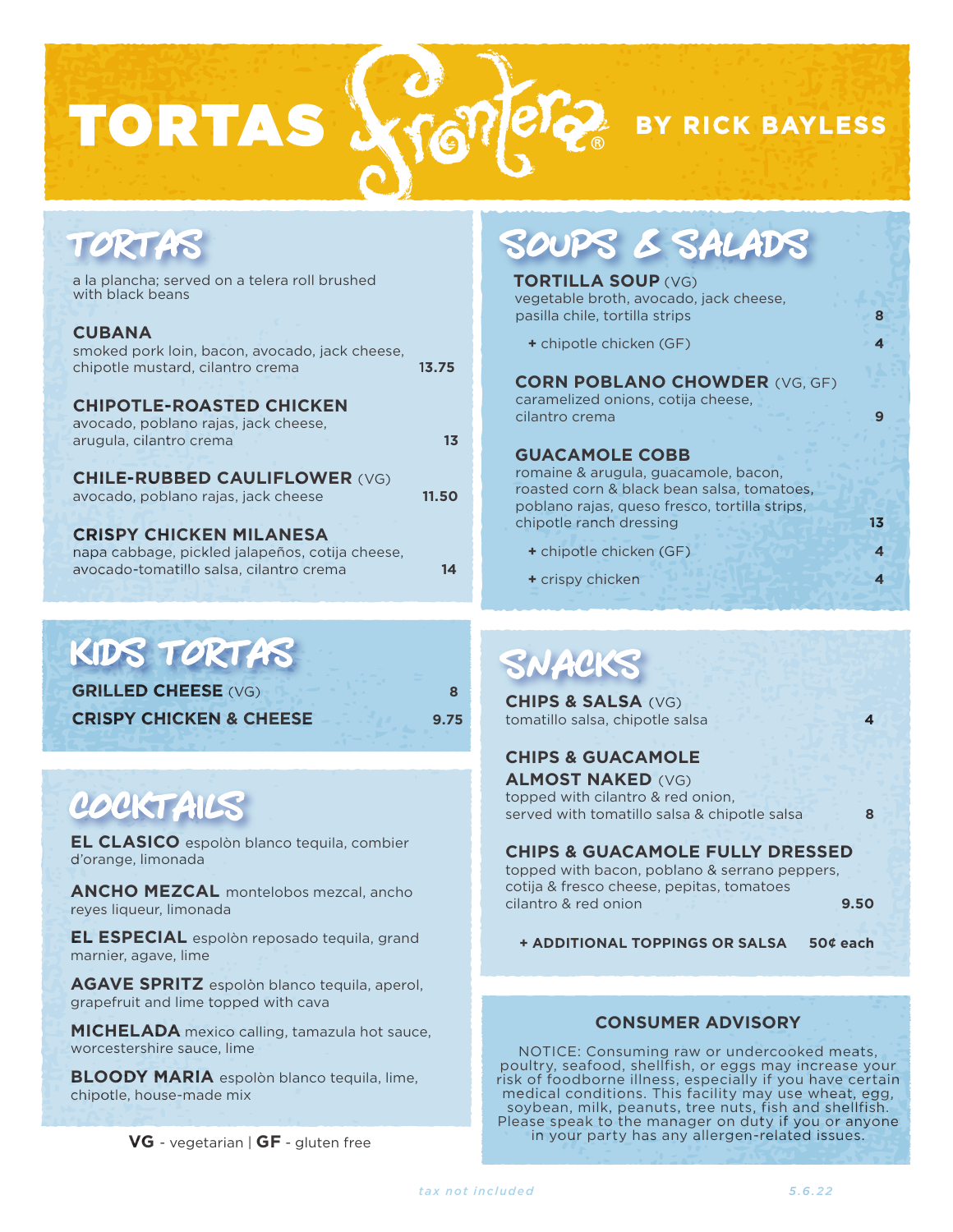# TORTAS Frontera® BY RICK BAYLESS

## TORTAS

a la plancha; served on a telera roll brushed with black beans

**CUBANA**
smoked pork loin, bacon, avocado, jack cheese, chipotle mustard, cilantro crema — 13.75

**CHIPOTLE-ROASTED CHICKEN**
avocado, poblano rajas, jack cheese, arugula, cilantro crema — 13

**CHILE-RUBBED CAULIFLOWER** (VG)
avocado, poblano rajas, jack cheese — 11.50

**CRISPY CHICKEN MILANESA**
napa cabbage, pickled jalapeños, cotija cheese, avocado-tomatillo salsa, cilantro crema — 14

## KIDS TORTAS

**GRILLED CHEESE** (VG) — 8

**CRISPY CHICKEN & CHEESE** — 9.75

## COCKTAILS

**EL CLASICO** espolòn blanco tequila, combier d'orange, limonada

**ANCHO MEZCAL** montelobos mezcal, ancho reyes liqueur, limonada

**EL ESPECIAL** espolòn reposado tequila, grand marnier, agave, lime

**AGAVE SPRITZ** espolòn blanco tequila, aperol, grapefruit and lime topped with cava

**MICHELADA** mexico calling, tamazula hot sauce, worcestershire sauce, lime

**BLOODY MARIA** espolòn blanco tequila, lime, chipotle, house-made mix

**VG** - vegetarian | **GF** - gluten free

## SOUPS & SALADS

**TORTILLA SOUP** (VG)
vegetable broth, avocado, jack cheese, pasilla chile, tortilla strips — 8
+ chipotle chicken (GF) — 4

**CORN POBLANO CHOWDER** (VG, GF)
caramelized onions, cotija cheese, cilantro crema — 9

**GUACAMOLE COBB**
romaine & arugula, guacamole, bacon, roasted corn & black bean salsa, tomatoes, poblano rajas, queso fresco, tortilla strips, chipotle ranch dressing — 13
+ chipotle chicken (GF) — 4
+ crispy chicken — 4

## SNACKS

**CHIPS & SALSA** (VG)
tomatillo salsa, chipotle salsa — 4

**CHIPS & GUACAMOLE ALMOST NAKED** (VG)
topped with cilantro & red onion, served with tomatillo salsa & chipotle salsa — 8

**CHIPS & GUACAMOLE FULLY DRESSED**
topped with bacon, poblano & serrano peppers, cotija & fresco cheese, pepitas, tomatoes cilantro & red onion — 9.50

**+ ADDITIONAL TOPPINGS OR SALSA** — 50¢ each

### CONSUMER ADVISORY

NOTICE: Consuming raw or undercooked meats, poultry, seafood, shellfish, or eggs may increase your risk of foodborne illness, especially if you have certain medical conditions. This facility may use wheat, egg, soybean, milk, peanuts, tree nuts, fish and shellfish. Please speak to the manager on duty if you or anyone in your party has any allergen-related issues.

*tax not included* — *5.6.22*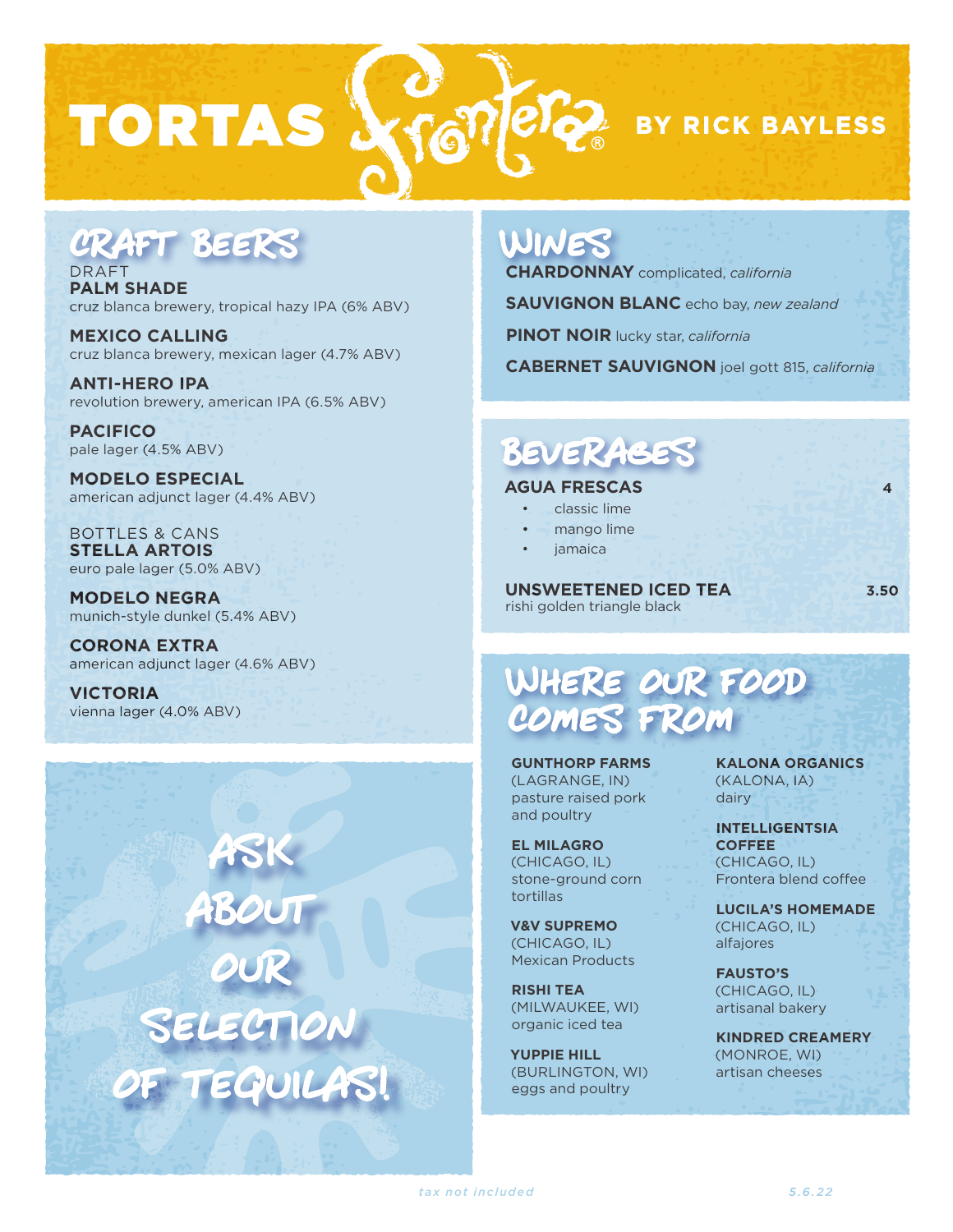# TORTAS Frontera® BY RICK BAYLESS

## CRAFT BEERS

DRAFT

**PALM SHADE**
cruz blanca brewery, tropical hazy IPA (6% ABV)

**MEXICO CALLING**
cruz blanca brewery, mexican lager (4.7% ABV)

**ANTI-HERO IPA**
revolution brewery, american IPA (6.5% ABV)

**PACIFICO**
pale lager (4.5% ABV)

**MODELO ESPECIAL**
american adjunct lager (4.4% ABV)

BOTTLES & CANS

**STELLA ARTOIS**
euro pale lager (5.0% ABV)

**MODELO NEGRA**
munich-style dunkel (5.4% ABV)

**CORONA EXTRA**
american adjunct lager (4.6% ABV)

**VICTORIA**
vienna lager (4.0% ABV)

## ASK ABOUT OUR SELECTION OF TEQUILAS!

## WINES

**CHARDONNAY** complicated, *california*

**SAUVIGNON BLANC** echo bay, *new zealand*

**PINOT NOIR** lucky star, *california*

**CABERNET SAUVIGNON** joel gott 815, *california*

## BEVERAGES

**AGUA FRESCAS** **4**

- classic lime
- mango lime
- jamaica

**UNSWEETENED ICED TEA** **3.50**
rishi golden triangle black

## WHERE OUR FOOD COMES FROM

**GUNTHORP FARMS**
(LAGRANGE, IN)
pasture raised pork and poultry

**EL MILAGRO**
(CHICAGO, IL)
stone-ground corn tortillas

**V&V SUPREMO**
(CHICAGO, IL)
Mexican Products

**RISHI TEA**
(MILWAUKEE, WI)
organic iced tea

**YUPPIE HILL**
(BURLINGTON, WI)
eggs and poultry

**KALONA ORGANICS**
(KALONA, IA)
dairy

**INTELLIGENTSIA COFFEE**
(CHICAGO, IL)
Frontera blend coffee

**LUCILA'S HOMEMADE**
(CHICAGO, IL)
alfajores

**FAUSTO'S**
(CHICAGO, IL)
artisanal bakery

**KINDRED CREAMERY**
(MONROE, WI)
artisan cheeses

*tax not included*

*5.6.22*